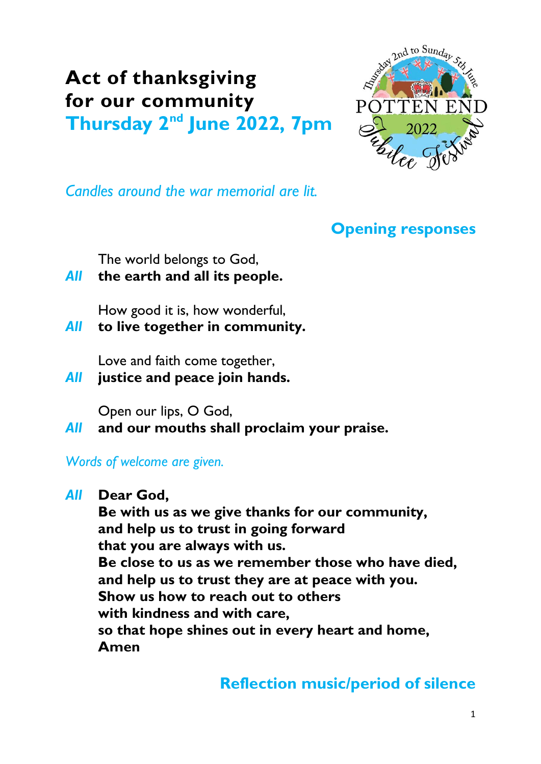# Act of thanksgiving for our community

## Thursday 2nd June 2022, 7pm

*Candles around the war memorial are lit.*

## Opening responses

The world belongs to God,
***All*** **the earth and all its people.**

How good it is, how wonderful,
***All*** **to live together in community.**

Love and faith come together,
***All*** **justice and peace join hands.**

Open our lips, O God,
***All*** **and our mouths shall proclaim your praise.**

*Words of welcome are given.*

***All*** **Dear God,**
**Be with us as we give thanks for our community,**
**and help us to trust in going forward**
**that you are always with us.**
**Be close to us as we remember those who have died,**
**and help us to trust they are at peace with you.**
**Show us how to reach out to others**
**with kindness and with care,**
**so that hope shines out in every heart and home,**
**Amen**

## Reflection music/period of silence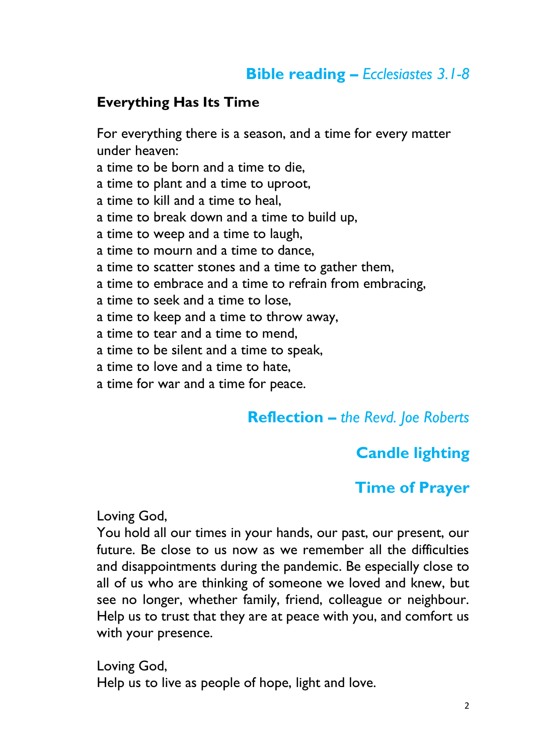## **Bible reading –** *Ecclesiastes 3.1-8*

**Everything Has Its Time**

For everything there is a season, and a time for every matter under heaven:
a time to be born and a time to die,
a time to plant and a time to uproot,
a time to kill and a time to heal,
a time to break down and a time to build up,
a time to weep and a time to laugh,
a time to mourn and a time to dance,
a time to scatter stones and a time to gather them,
a time to embrace and a time to refrain from embracing,
a time to seek and a time to lose,
a time to keep and a time to throw away,
a time to tear and a time to mend,
a time to be silent and a time to speak,
a time to love and a time to hate,
a time for war and a time for peace.

## **Reflection –** *the Revd. Joe Roberts*

## Candle lighting

## Time of Prayer

Loving God,
You hold all our times in your hands, our past, our present, our future. Be close to us now as we remember all the difficulties and disappointments during the pandemic. Be especially close to all of us who are thinking of someone we loved and knew, but see no longer, whether family, friend, colleague or neighbour. Help us to trust that they are at peace with you, and comfort us with your presence.

Loving God,
Help us to live as people of hope, light and love.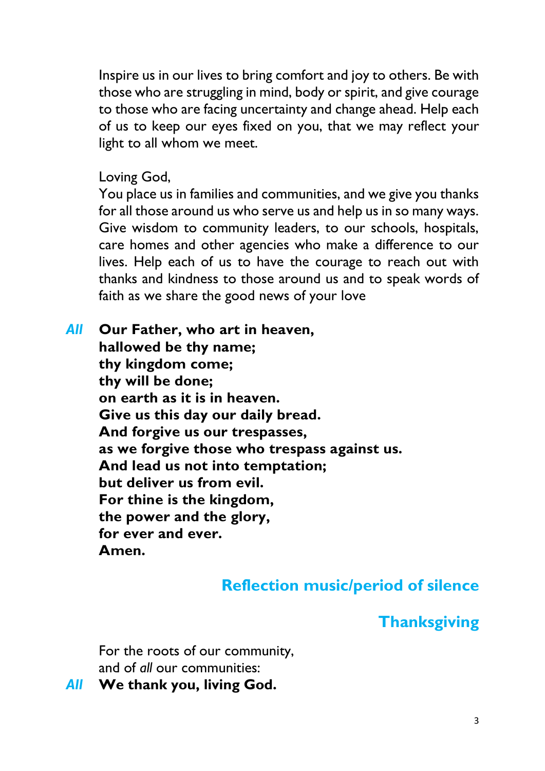Inspire us in our lives to bring comfort and joy to others. Be with those who are struggling in mind, body or spirit, and give courage to those who are facing uncertainty and change ahead. Help each of us to keep our eyes fixed on you, that we may reflect your light to all whom we meet.

Loving God,
You place us in families and communities, and we give you thanks for all those around us who serve us and help us in so many ways. Give wisdom to community leaders, to our schools, hospitals, care homes and other agencies who make a difference to our lives. Help each of us to have the courage to reach out with thanks and kindness to those around us and to speak words of faith as we share the good news of your love

*All* **Our Father, who art in heaven,**
**hallowed be thy name;**
**thy kingdom come;**
**thy will be done;**
**on earth as it is in heaven.**
**Give us this day our daily bread.**
**And forgive us our trespasses,**
**as we forgive those who trespass against us.**
**And lead us not into temptation;**
**but deliver us from evil.**
**For thine is the kingdom,**
**the power and the glory,**
**for ever and ever.**
**Amen.**

## Reflection music/period of silence

## Thanksgiving

For the roots of our community,
and of *all* our communities:
*All* **We thank you, living God.**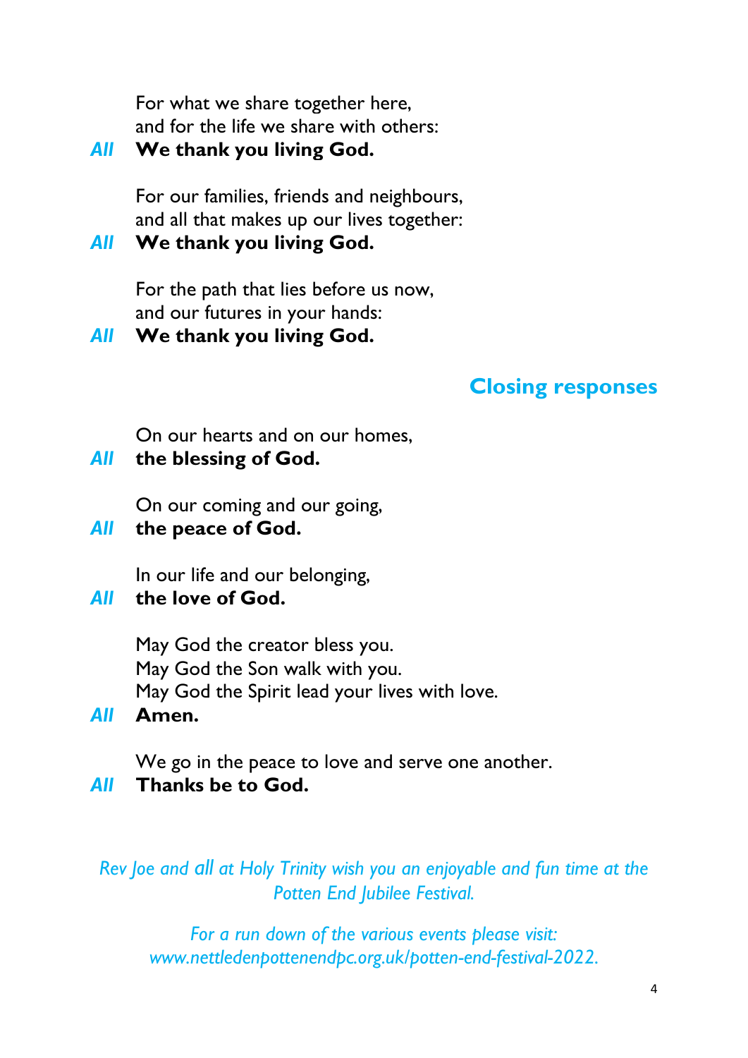For what we share together here,
and for the life we share with others:

*All* **We thank you living God.**

For our families, friends and neighbours,
and all that makes up our lives together:

*All* **We thank you living God.**

For the path that lies before us now,
and our futures in your hands:

*All* **We thank you living God.**

## Closing responses

On our hearts and on our homes,

*All* **the blessing of God.**

On our coming and our going,

*All* **the peace of God.**

In our life and our belonging,

*All* **the love of God.**

May God the creator bless you.
May God the Son walk with you.
May God the Spirit lead your lives with love.

*All* **Amen.**

We go in the peace to love and serve one another.

*All* **Thanks be to God.**

*Rev Joe and all at Holy Trinity wish you an enjoyable and fun time at the Potten End Jubilee Festival.*

*For a run down of the various events please visit: www.nettledenpottenendpc.org.uk/potten-end-festival-2022.*